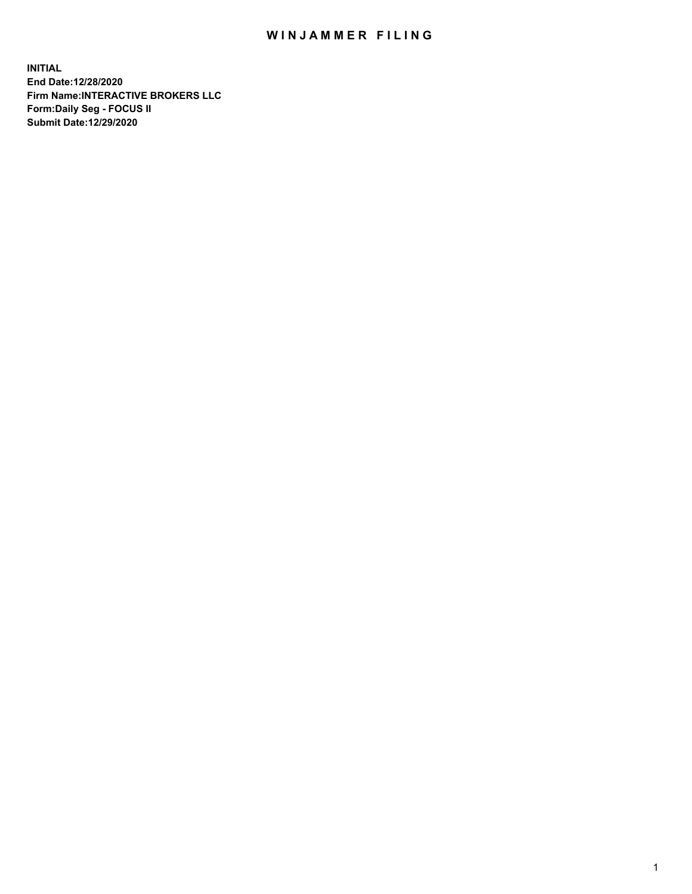# WINJAMMER FILING

**INITIAL**
**End Date:12/28/2020**
**Firm Name:INTERACTIVE BROKERS LLC**
**Form:Daily Seg - FOCUS II**
**Submit Date:12/29/2020**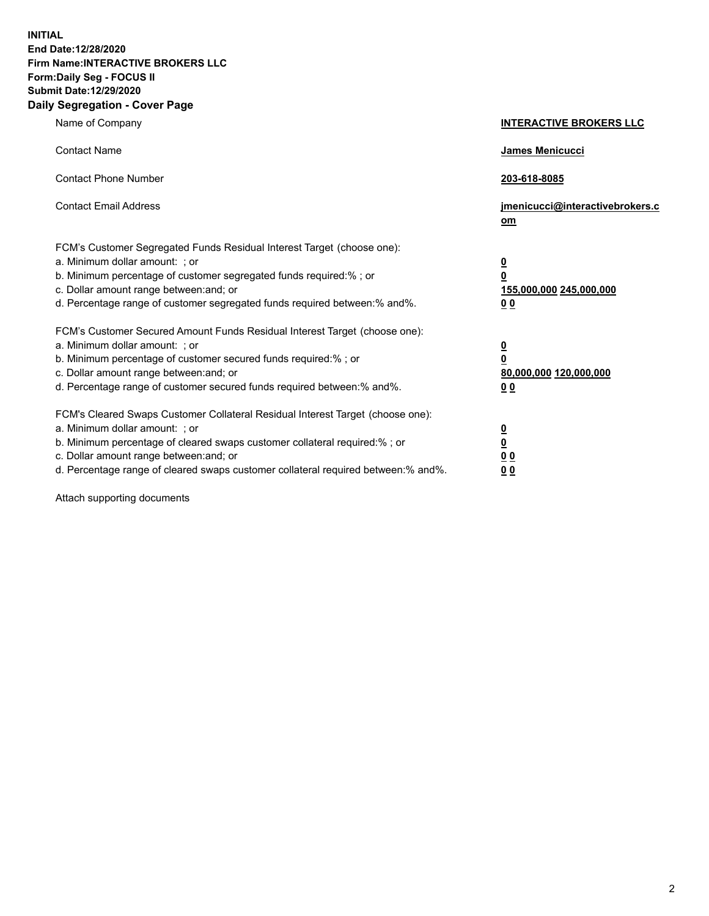**INITIAL**
**End Date:12/28/2020**
**Firm Name:INTERACTIVE BROKERS LLC**
**Form:Daily Seg - FOCUS II**
**Submit Date:12/29/2020**

## Daily Segregation - Cover Page

| | |
|---|---|
| Name of Company | **INTERACTIVE BROKERS LLC** |
| Contact Name | **James Menicucci** |
| Contact Phone Number | **203-618-8085** |
| Contact Email Address | **jmenicucci@interactivebrokers.com** |

FCM's Customer Segregated Funds Residual Interest Target (choose one):

| | |
|---|---|
| a. Minimum dollar amount: ; or | **0** |
| b. Minimum percentage of customer segregated funds required:% ; or | **0** |
| c. Dollar amount range between:and; or | **155,000,000 245,000,000** |
| d. Percentage range of customer segregated funds required between:% and%. | **0 0** |

FCM's Customer Secured Amount Funds Residual Interest Target (choose one):

| | |
|---|---|
| a. Minimum dollar amount: ; or | **0** |
| b. Minimum percentage of customer secured funds required:% ; or | **0** |
| c. Dollar amount range between:and; or | **80,000,000 120,000,000** |
| d. Percentage range of customer secured funds required between:% and%. | **0 0** |

FCM's Cleared Swaps Customer Collateral Residual Interest Target (choose one):

| | |
|---|---|
| a. Minimum dollar amount: ; or | **0** |
| b. Minimum percentage of cleared swaps customer collateral required:% ; or | **0** |
| c. Dollar amount range between:and; or | **0 0** |
| d. Percentage range of cleared swaps customer collateral required between:% and%. | **0 0** |

Attach supporting documents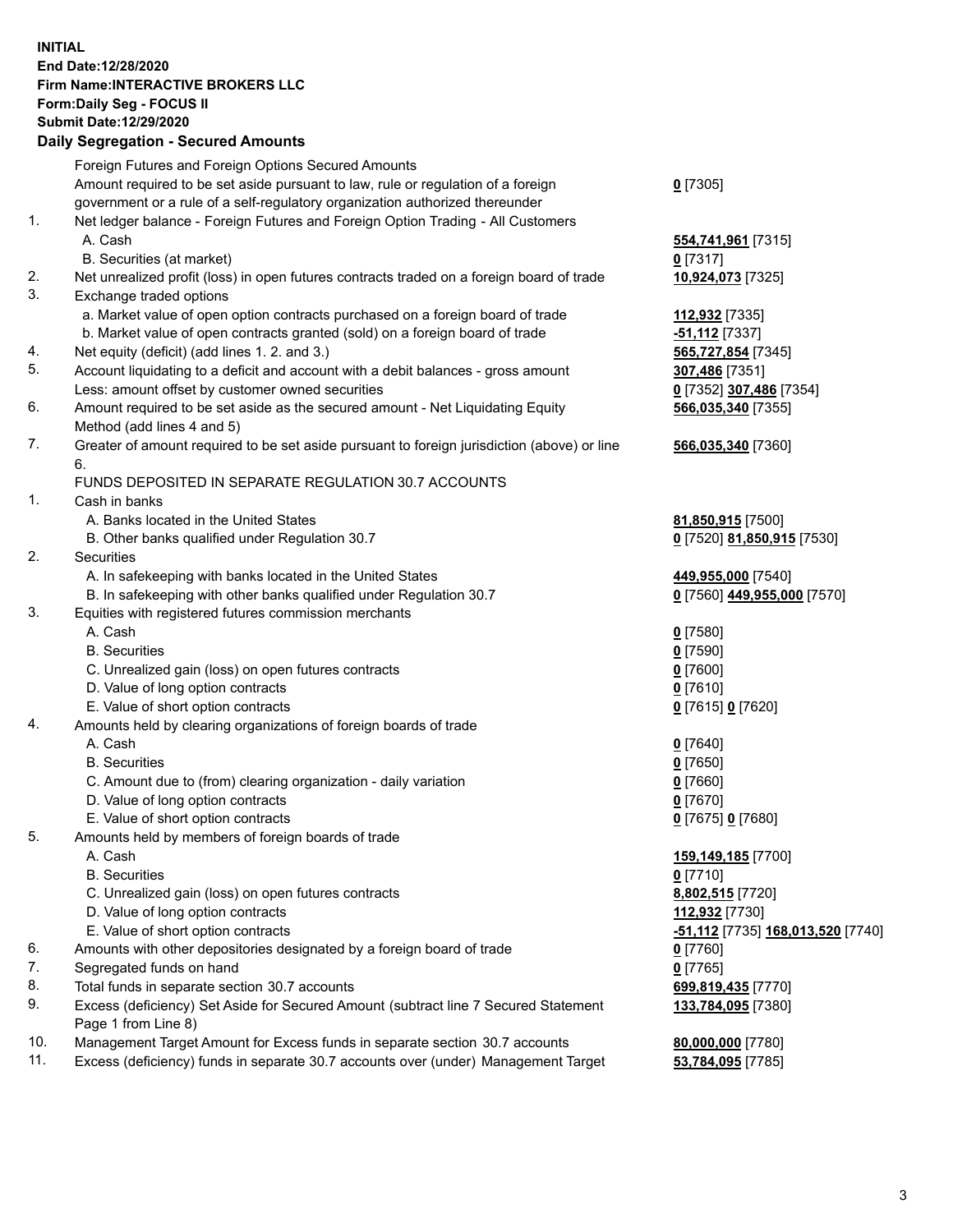**INITIAL**
**End Date:12/28/2020**
**Firm Name:INTERACTIVE BROKERS LLC**
**Form:Daily Seg - FOCUS II**
**Submit Date:12/29/2020**

**Daily Segregation - Secured Amounts**

| | | |
|---|---|---|
| | Foreign Futures and Foreign Options Secured Amounts | |
| | Amount required to be set aside pursuant to law, rule or regulation of a foreign government or a rule of a self-regulatory organization authorized thereunder | **0** [7305] |
| 1. | Net ledger balance - Foreign Futures and Foreign Option Trading - All Customers | |
| | A. Cash | **554,741,961** [7315] |
| | B. Securities (at market) | **0** [7317] |
| 2. | Net unrealized profit (loss) in open futures contracts traded on a foreign board of trade | **10,924,073** [7325] |
| 3. | Exchange traded options | |
| | a. Market value of open option contracts purchased on a foreign board of trade | **112,932** [7335] |
| | b. Market value of open contracts granted (sold) on a foreign board of trade | **-51,112** [7337] |
| 4. | Net equity (deficit) (add lines 1. 2. and 3.) | **565,727,854** [7345] |
| 5. | Account liquidating to a deficit and account with a debit balances - gross amount | **307,486** [7351] |
| | Less: amount offset by customer owned securities | **0** [7352] **307,486** [7354] |
| 6. | Amount required to be set aside as the secured amount - Net Liquidating Equity Method (add lines 4 and 5) | **566,035,340** [7355] |
| 7. | Greater of amount required to be set aside pursuant to foreign jurisdiction (above) or line 6. | **566,035,340** [7360] |
| | FUNDS DEPOSITED IN SEPARATE REGULATION 30.7 ACCOUNTS | |
| 1. | Cash in banks | |
| | A. Banks located in the United States | **81,850,915** [7500] |
| | B. Other banks qualified under Regulation 30.7 | **0** [7520] **81,850,915** [7530] |
| 2. | Securities | |
| | A. In safekeeping with banks located in the United States | **449,955,000** [7540] |
| | B. In safekeeping with other banks qualified under Regulation 30.7 | **0** [7560] **449,955,000** [7570] |
| 3. | Equities with registered futures commission merchants | |
| | A. Cash | **0** [7580] |
| | B. Securities | **0** [7590] |
| | C. Unrealized gain (loss) on open futures contracts | **0** [7600] |
| | D. Value of long option contracts | **0** [7610] |
| | E. Value of short option contracts | **0** [7615] **0** [7620] |
| 4. | Amounts held by clearing organizations of foreign boards of trade | |
| | A. Cash | **0** [7640] |
| | B. Securities | **0** [7650] |
| | C. Amount due to (from) clearing organization - daily variation | **0** [7660] |
| | D. Value of long option contracts | **0** [7670] |
| | E. Value of short option contracts | **0** [7675] **0** [7680] |
| 5. | Amounts held by members of foreign boards of trade | |
| | A. Cash | **159,149,185** [7700] |
| | B. Securities | **0** [7710] |
| | C. Unrealized gain (loss) on open futures contracts | **8,802,515** [7720] |
| | D. Value of long option contracts | **112,932** [7730] |
| | E. Value of short option contracts | **-51,112** [7735] **168,013,520** [7740] |
| 6. | Amounts with other depositories designated by a foreign board of trade | **0** [7760] |
| 7. | Segregated funds on hand | **0** [7765] |
| 8. | Total funds in separate section 30.7 accounts | **699,819,435** [7770] |
| 9. | Excess (deficiency) Set Aside for Secured Amount (subtract line 7 Secured Statement Page 1 from Line 8) | **133,784,095** [7380] |
| 10. | Management Target Amount for Excess funds in separate section 30.7 accounts | **80,000,000** [7780] |
| 11. | Excess (deficiency) funds in separate 30.7 accounts over (under) Management Target | **53,784,095** [7785] |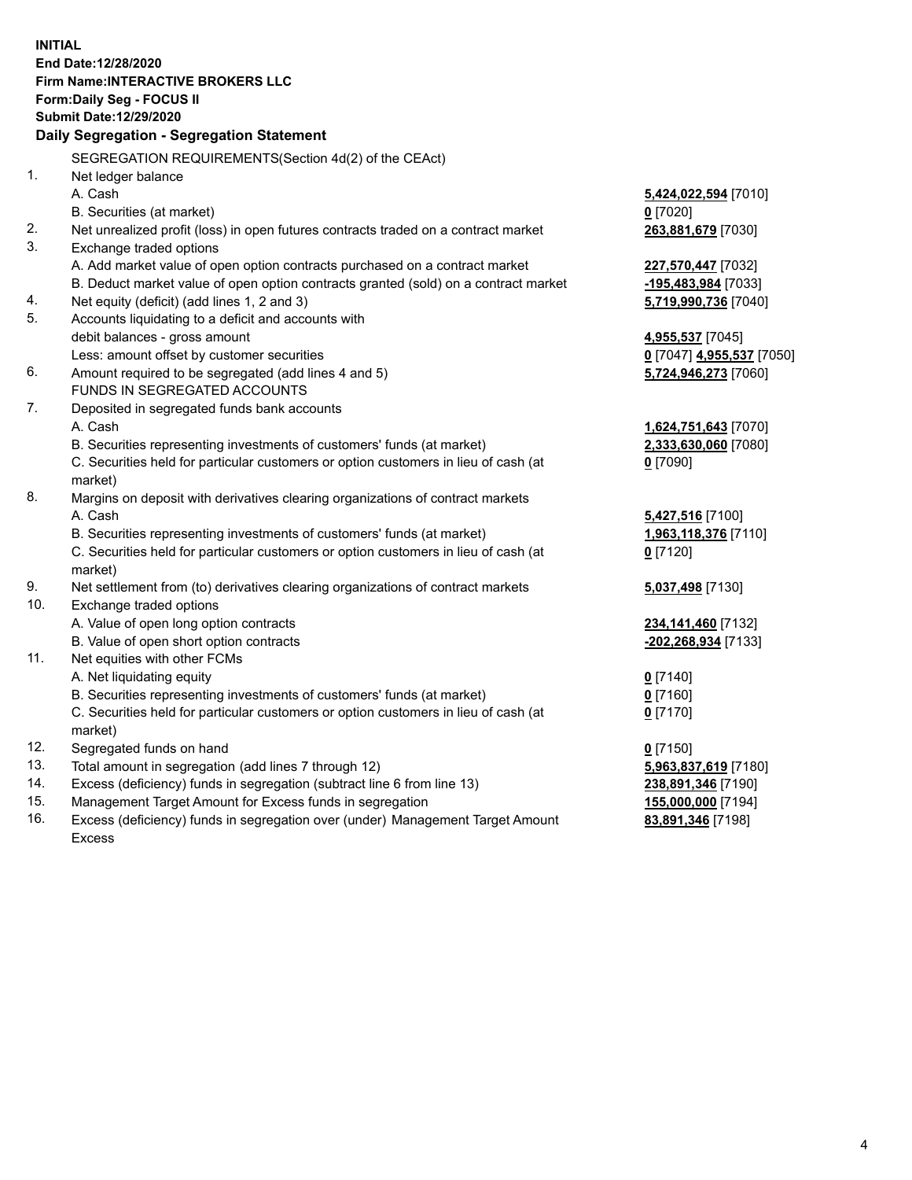**INITIAL**
**End Date:12/28/2020**
**Firm Name:INTERACTIVE BROKERS LLC**
**Form:Daily Seg - FOCUS II**
**Submit Date:12/29/2020**

## Daily Segregation - Segregation Statement

SEGREGATION REQUIREMENTS(Section 4d(2) of the CEAct)

| | | |
|---|---|---|
| 1. | Net ledger balance | |
| | A. Cash | **5,424,022,594** [7010] |
| | B. Securities (at market) | **0** [7020] |
| 2. | Net unrealized profit (loss) in open futures contracts traded on a contract market | **263,881,679** [7030] |
| 3. | Exchange traded options | |
| | A. Add market value of open option contracts purchased on a contract market | **227,570,447** [7032] |
| | B. Deduct market value of open option contracts granted (sold) on a contract market | **-195,483,984** [7033] |
| 4. | Net equity (deficit) (add lines 1, 2 and 3) | **5,719,990,736** [7040] |
| 5. | Accounts liquidating to a deficit and accounts with | |
| | debit balances - gross amount | **4,955,537** [7045] |
| | Less: amount offset by customer securities | **0** [7047] **4,955,537** [7050] |
| 6. | Amount required to be segregated (add lines 4 and 5) | **5,724,946,273** [7060] |
| | FUNDS IN SEGREGATED ACCOUNTS | |
| 7. | Deposited in segregated funds bank accounts | |
| | A. Cash | **1,624,751,643** [7070] |
| | B. Securities representing investments of customers' funds (at market) | **2,333,630,060** [7080] |
| | C. Securities held for particular customers or option customers in lieu of cash (at market) | **0** [7090] |
| 8. | Margins on deposit with derivatives clearing organizations of contract markets | |
| | A. Cash | **5,427,516** [7100] |
| | B. Securities representing investments of customers' funds (at market) | **1,963,118,376** [7110] |
| | C. Securities held for particular customers or option customers in lieu of cash (at market) | **0** [7120] |
| 9. | Net settlement from (to) derivatives clearing organizations of contract markets | **5,037,498** [7130] |
| 10. | Exchange traded options | |
| | A. Value of open long option contracts | **234,141,460** [7132] |
| | B. Value of open short option contracts | **-202,268,934** [7133] |
| 11. | Net equities with other FCMs | |
| | A. Net liquidating equity | **0** [7140] |
| | B. Securities representing investments of customers' funds (at market) | **0** [7160] |
| | C. Securities held for particular customers or option customers in lieu of cash (at market) | **0** [7170] |
| 12. | Segregated funds on hand | **0** [7150] |
| 13. | Total amount in segregation (add lines 7 through 12) | **5,963,837,619** [7180] |
| 14. | Excess (deficiency) funds in segregation (subtract line 6 from line 13) | **238,891,346** [7190] |
| 15. | Management Target Amount for Excess funds in segregation | **155,000,000** [7194] |
| 16. | Excess (deficiency) funds in segregation over (under) Management Target Amount Excess | **83,891,346** [7198] |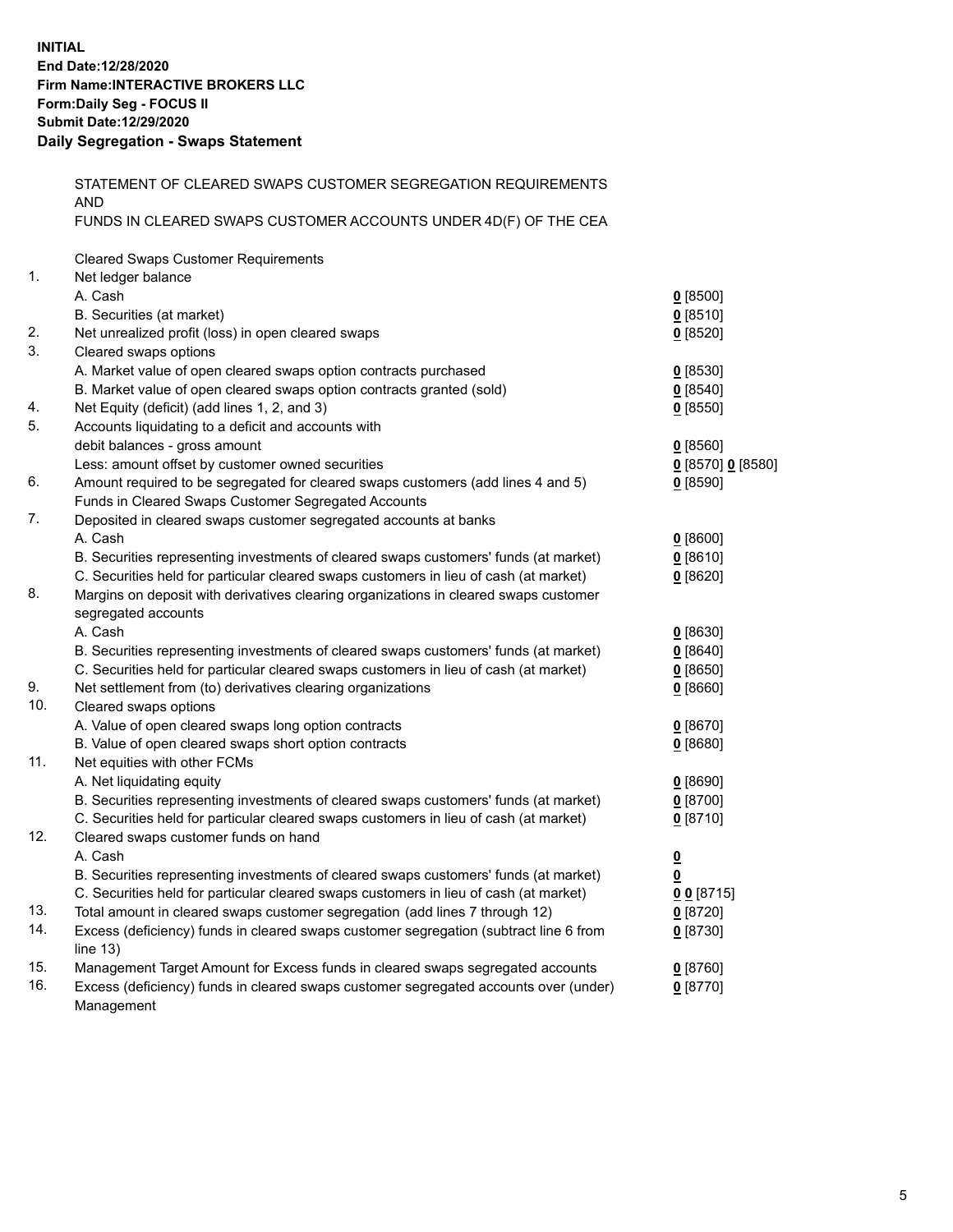**INITIAL**
**End Date:12/28/2020**
**Firm Name:INTERACTIVE BROKERS LLC**
**Form:Daily Seg - FOCUS II**
**Submit Date:12/29/2020**
**Daily Segregation - Swaps Statement**

STATEMENT OF CLEARED SWAPS CUSTOMER SEGREGATION REQUIREMENTS AND FUNDS IN CLEARED SWAPS CUSTOMER ACCOUNTS UNDER 4D(F) OF THE CEA

| | | |
|---|---|---|
| | Cleared Swaps Customer Requirements | |
| 1. | Net ledger balance | |
| | A. Cash | 0 [8500] |
| | B. Securities (at market) | 0 [8510] |
| 2. | Net unrealized profit (loss) in open cleared swaps | 0 [8520] |
| 3. | Cleared swaps options | |
| | A. Market value of open cleared swaps option contracts purchased | 0 [8530] |
| | B. Market value of open cleared swaps option contracts granted (sold) | 0 [8540] |
| 4. | Net Equity (deficit) (add lines 1, 2, and 3) | 0 [8550] |
| 5. | Accounts liquidating to a deficit and accounts with debit balances - gross amount | 0 [8560] |
| | Less: amount offset by customer owned securities | 0 [8570] 0 [8580] |
| 6. | Amount required to be segregated for cleared swaps customers (add lines 4 and 5) | 0 [8590] |
| | Funds in Cleared Swaps Customer Segregated Accounts | |
| 7. | Deposited in cleared swaps customer segregated accounts at banks | |
| | A. Cash | 0 [8600] |
| | B. Securities representing investments of cleared swaps customers' funds (at market) | 0 [8610] |
| | C. Securities held for particular cleared swaps customers in lieu of cash (at market) | 0 [8620] |
| 8. | Margins on deposit with derivatives clearing organizations in cleared swaps customer segregated accounts | |
| | A. Cash | 0 [8630] |
| | B. Securities representing investments of cleared swaps customers' funds (at market) | 0 [8640] |
| | C. Securities held for particular cleared swaps customers in lieu of cash (at market) | 0 [8650] |
| 9. | Net settlement from (to) derivatives clearing organizations | 0 [8660] |
| 10. | Cleared swaps options | |
| | A. Value of open cleared swaps long option contracts | 0 [8670] |
| | B. Value of open cleared swaps short option contracts | 0 [8680] |
| 11. | Net equities with other FCMs | |
| | A. Net liquidating equity | 0 [8690] |
| | B. Securities representing investments of cleared swaps customers' funds (at market) | 0 [8700] |
| | C. Securities held for particular cleared swaps customers in lieu of cash (at market) | 0 [8710] |
| 12. | Cleared swaps customer funds on hand | |
| | A. Cash | 0 |
| | B. Securities representing investments of cleared swaps customers' funds (at market) | 0 |
| | C. Securities held for particular cleared swaps customers in lieu of cash (at market) | 0 0 [8715] |
| 13. | Total amount in cleared swaps customer segregation (add lines 7 through 12) | 0 [8720] |
| 14. | Excess (deficiency) funds in cleared swaps customer segregation (subtract line 6 from line 13) | 0 [8730] |
| 15. | Management Target Amount for Excess funds in cleared swaps segregated accounts | 0 [8760] |
| 16. | Excess (deficiency) funds in cleared swaps customer segregated accounts over (under) Management | 0 [8770] |